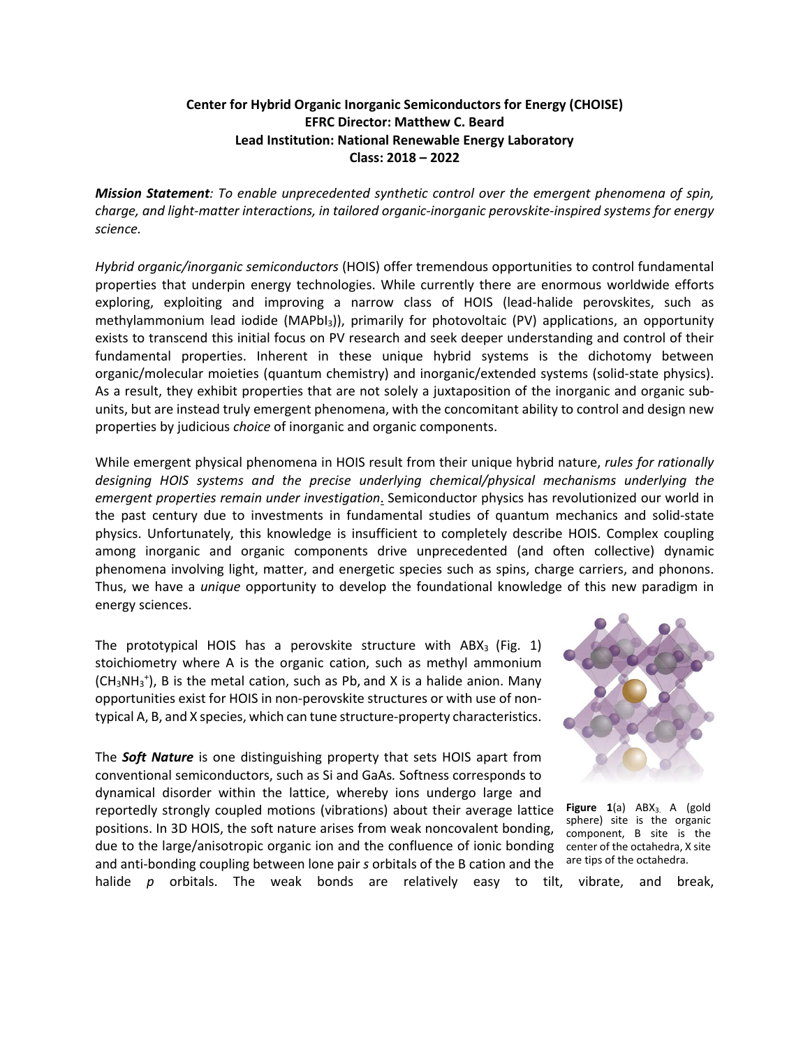**Center for Hybrid Organic Inorganic Semiconductors for Energy (CHOISE)**
**EFRC Director: Matthew C. Beard**
**Lead Institution: National Renewable Energy Laboratory**
**Class: 2018 – 2022**

***Mission Statement****: To enable unprecedented synthetic control over the emergent phenomena of spin, charge, and light-matter interactions, in tailored organic-inorganic perovskite-inspired systems for energy science.*

*Hybrid organic/inorganic semiconductors* (HOIS) offer tremendous opportunities to control fundamental properties that underpin energy technologies. While currently there are enormous worldwide efforts exploring, exploiting and improving a narrow class of HOIS (lead-halide perovskites, such as methylammonium lead iodide ($MAPbI_3$)), primarily for photovoltaic (PV) applications, an opportunity exists to transcend this initial focus on PV research and seek deeper understanding and control of their fundamental properties. Inherent in these unique hybrid systems is the dichotomy between organic/molecular moieties (quantum chemistry) and inorganic/extended systems (solid-state physics). As a result, they exhibit properties that are not solely a juxtaposition of the inorganic and organic sub-units, but are instead truly emergent phenomena, with the concomitant ability to control and design new properties by judicious *choice* of inorganic and organic components.

While emergent physical phenomena in HOIS result from their unique hybrid nature, *rules for rationally designing HOIS systems and the precise underlying chemical/physical mechanisms underlying the emergent properties remain under investigation*. Semiconductor physics has revolutionized our world in the past century due to investments in fundamental studies of quantum mechanics and solid-state physics. Unfortunately, this knowledge is insufficient to completely describe HOIS. Complex coupling among inorganic and organic components drive unprecedented (and often collective) dynamic phenomena involving light, matter, and energetic species such as spins, charge carriers, and phonons. Thus, we have a *unique* opportunity to develop the foundational knowledge of this new paradigm in energy sciences.

The prototypical HOIS has a perovskite structure with $ABX_3$ (Fig. 1) stoichiometry where A is the organic cation, such as methyl ammonium ($CH_3NH_3^+$), B is the metal cation, such as Pb, and X is a halide anion. Many opportunities exist for HOIS in non-perovskite structures or with use of non-typical A, B, and X species, which can tune structure-property characteristics.

**Figure 1**(a) $ABX_3$. A (gold sphere) site is the organic component, B site is the center of the octahedra, X site are tips of the octahedra.

The ***Soft Nature*** is one distinguishing property that sets HOIS apart from conventional semiconductors, such as Si and GaAs. Softness corresponds to dynamical disorder within the lattice, whereby ions undergo large and reportedly strongly coupled motions (vibrations) about their average lattice positions. In 3D HOIS, the soft nature arises from weak noncovalent bonding, due to the large/anisotropic organic ion and the confluence of ionic bonding and anti-bonding coupling between lone pair *s* orbitals of the B cation and the halide *p* orbitals. The weak bonds are relatively easy to tilt, vibrate, and break,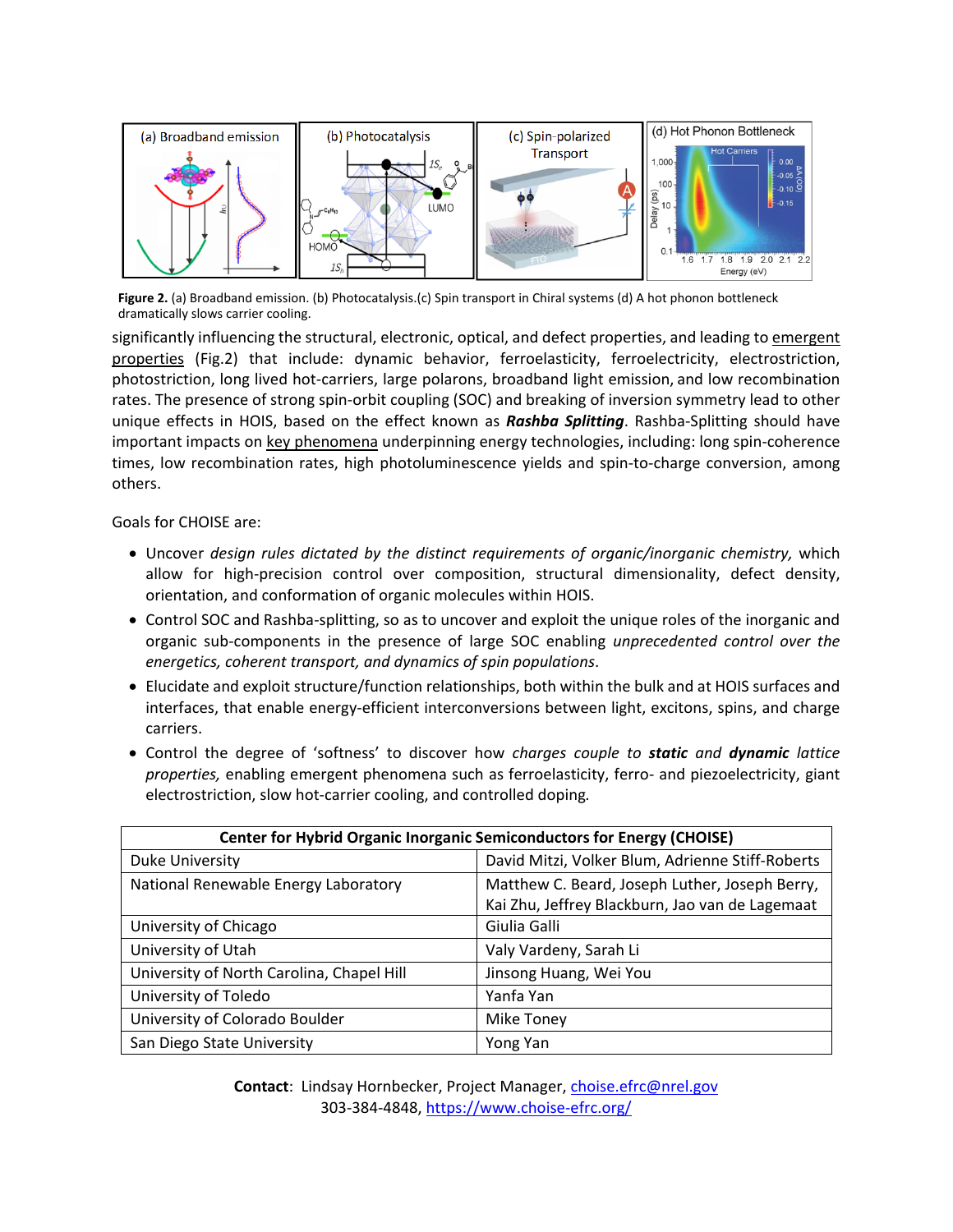(a) Broadband emission

(b) Photocatalysis

(c) Spin-polarized Transport

(d) Hot Phonon Bottleneck

**Figure 2.** (a) Broadband emission. (b) Photocatalysis.(c) Spin transport in Chiral systems (d) A hot phonon bottleneck dramatically slows carrier cooling.

significantly influencing the structural, electronic, optical, and defect properties, and leading to emergent properties (Fig.2) that include: dynamic behavior, ferroelasticity, ferroelectricity, electrostriction, photostriction, long lived hot-carriers, large polarons, broadband light emission, and low recombination rates. The presence of strong spin-orbit coupling (SOC) and breaking of inversion symmetry lead to other unique effects in HOIS, based on the effect known as ***Rashba Splitting***. Rashba-Splitting should have important impacts on key phenomena underpinning energy technologies, including: long spin-coherence times, low recombination rates, high photoluminescence yields and spin-to-charge conversion, among others.

Goals for CHOISE are:

- Uncover *design rules dictated by the distinct requirements of organic/inorganic chemistry,* which allow for high-precision control over composition, structural dimensionality, defect density, orientation, and conformation of organic molecules within HOIS.
- Control SOC and Rashba-splitting, so as to uncover and exploit the unique roles of the inorganic and organic sub-components in the presence of large SOC enabling *unprecedented control over the energetics, coherent transport, and dynamics of spin populations*.
- Elucidate and exploit structure/function relationships, both within the bulk and at HOIS surfaces and interfaces, that enable energy-efficient interconversions between light, excitons, spins, and charge carriers.
- Control the degree of 'softness' to discover how *charges couple to **static** and **dynamic** lattice properties,* enabling emergent phenomena such as ferroelasticity, ferro- and piezoelectricity, giant electrostriction, slow hot-carrier cooling, and controlled doping.

| **Center for Hybrid Organic Inorganic Semiconductors for Energy (CHOISE)** | |
|---|---|
| Duke University | David Mitzi, Volker Blum, Adrienne Stiff-Roberts |
| National Renewable Energy Laboratory | Matthew C. Beard, Joseph Luther, Joseph Berry, Kai Zhu, Jeffrey Blackburn, Jao van de Lagemaat |
| University of Chicago | Giulia Galli |
| University of Utah | Valy Vardeny, Sarah Li |
| University of North Carolina, Chapel Hill | Jinsong Huang, Wei You |
| University of Toledo | Yanfa Yan |
| University of Colorado Boulder | Mike Toney |
| San Diego State University | Yong Yan |

**Contact**: Lindsay Hornbecker, Project Manager, choise.efrc@nrel.gov
303-384-4848, https://www.choise-efrc.org/